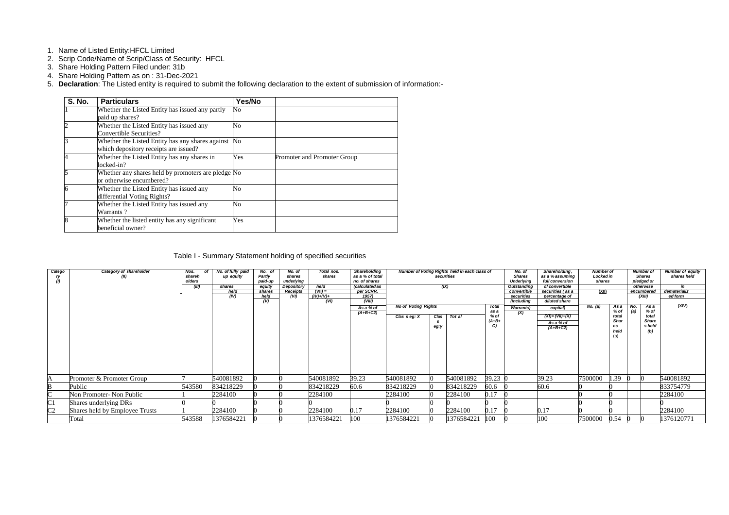1. Name of Listed Entity:HFCL Limited
2. Scrip Code/Name of Scrip/Class of Security: HFCL
3. Share Holding Pattern Filed under: 31b
4. Share Holding Pattern as on : 31-Dec-2021
5. **Declaration**: The Listed entity is required to submit the following declaration to the extent of submission of information:-

| S. No. | Particulars | Yes/No | |
|---|---|---|---|
| 1 | Whether the Listed Entity has issued any partly paid up shares? | No | |
| 2 | Whether the Listed Entity has issued any Convertible Securities? | No | |
| 3 | Whether the Listed Entity has any shares against which depository receipts are issued? | No | |
| 4 | Whether the Listed Entity has any shares in locked-in? | Yes | Promoter and Promoter Group |
| 5 | Whether any shares held by promoters are pledge or otherwise encumbered? | No | |
| 6 | Whether the Listed Entity has issued any differential Voting Rights? | No | |
| 7 | Whether the Listed Entity has issued any Warrants ? | No | |
| 8 | Whether the listed entity has any significant beneficial owner? | Yes | |

Table I - Summary Statement holding of specified securities

| Category (I) | Category of shareholder (II) | Nos. of shareholders (III) | No. of fully paid up equity shares held (IV) | No. of Partly paid-up equity shares held (V) | No. of shares underlying Depository Receipts (VI) | Total nos. shares held (VII) = (IV)+(V)+ (VI) | Shareholding as a % of total no. of shares (calculated as per SCRR, 1957) (VIII) As a % of (A+B+C2) | Number of Voting Rights held in each class of securities (IX) | | | | No. of Shares Underlying Outstanding convertible securities (including Warrants) (X) | Shareholding , as a % assuming full conversion of convertible securities ( as a percentage of diluted share capital) (XI)= (VII)+(X) As a % of (A+B+C2) | Number of Locked in shares (XII) | | Number of Shares pledged or otherwise encumbered (XIII) | | Number of equity shares held in dematerialized form (XIV) |
|---|---|---|---|---|---|---|---|---|---|---|---|---|---|---|---|---|---|---|
| | | | | | | | | No of Voting Rights | | | Total as a % of (A+B+C) | | | No. (a) | As a % of total Shares held (b) | No. (a) | As a % of total Shares held (b) | |
| | | | | | | | | Class eg: X | Class eg:y | Total | | | | | | | | |
| A | Promoter & Promoter Group | 7 | 540081892 | 0 | 0 | 540081892 | 39.23 | 540081892 | 0 | 540081892 | 39.23 | 0 | 39.23 | 7500000 | 1.39 | 0 | 0 | 540081892 |
| B | Public | 543580 | 834218229 | 0 | 0 | 834218229 | 60.6 | 834218229 | 0 | 834218229 | 60.6 | 0 | 60.6 | 0 | 0 | | | 833754779 |
| C | Non Promoter- Non Public | 1 | 2284100 | 0 | 0 | 2284100 | | 2284100 | 0 | 2284100 | 0.17 | 0 | | 0 | 0 | | | 2284100 |
| C1 | Shares underlying DRs | 0 | 0 | 0 | 0 | 0 | | 0 | 0 | 0 | 0 | 0 | | 0 | 0 | | | 0 |
| C2 | Shares held by Employee Trusts | 1 | 2284100 | 0 | 0 | 2284100 | 0.17 | 2284100 | 0 | 2284100 | 0.17 | 0 | 0.17 | 0 | 0 | | | 2284100 |
| | Total | 543588 | 1376584221 | 0 | 0 | 1376584221 | 100 | 1376584221 | 0 | 1376584221 | 100 | 0 | 100 | 7500000 | 0.54 | 0 | 0 | 1376120771 |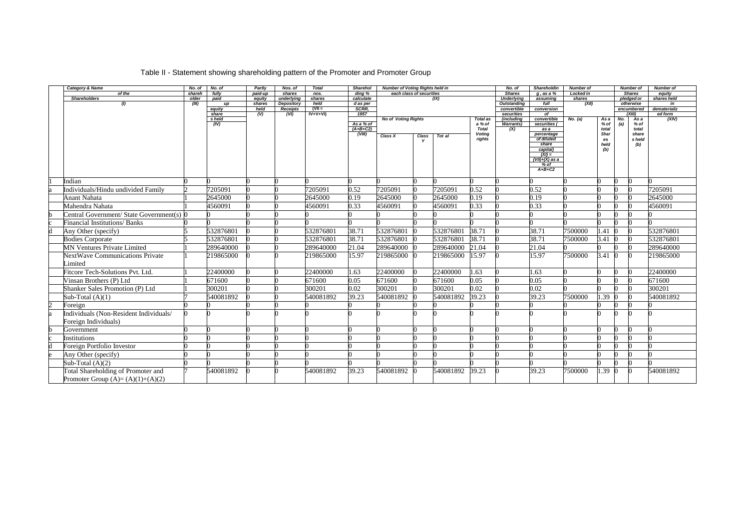Table II - Statement showing shareholding pattern of the Promoter and Promoter Group

| | Category & Name of the Shareholders (I) | No. of shareholder (III) | No. of fully paid up equity share s held (IV) | Partly paid-up equity shares held (V) | Nos. of shares underlying Depository Receipts (VI) | Total nos. shares held (VII = IV+V+VI) | Shareholding % calculated as per SCRR, 1957 As a % of (A+B+C2) (VIII) | Number of Voting Rights held in each class of securities (IX) | | | | No. of Shares Underlying Outstanding convertible securities (including Warrants) (X) | Shareholding, as a % assuming full conversion of convertible securities ( as a percentage of diluted share capital) (XI) = (VII)+(X) as a % of A+B+C2 | Number of Locked in shares (XII) | | Number of Shares pledged or otherwise encumbered (XIII) | | Number of equity shares held in dematerialized form (XIV) |
|---|---|---|---|---|---|---|---|---|---|---|---|---|---|---|---|---|---|---|
| | | | | | | | | No of Voting Rights | | | Total as a % of Total Voting rights | | | No. (a) | As a % of total Shares held (b) | No. (a) | As a % of total share s held (b) | |
| | | | | | | | | Class X | Class Y | Tot al | | | | | | | | |
| 1 | Indian | 0 | 0 | 0 | 0 | 0 | 0 | 0 | 0 | 0 | 0 | 0 | 0 | 0 | 0 | 0 | 0 | 0 |
| a | Individuals/Hindu undivided Family | 2 | 7205091 | 0 | 0 | 7205091 | 0.52 | 7205091 | 0 | 7205091 | 0.52 | 0 | 0.52 | 0 | 0 | 0 | 0 | 7205091 |
| | Anant Nahata | 1 | 2645000 | 0 | 0 | 2645000 | 0.19 | 2645000 | 0 | 2645000 | 0.19 | 0 | 0.19 | 0 | 0 | 0 | 0 | 2645000 |
| | Mahendra Nahata | 1 | 4560091 | 0 | 0 | 4560091 | 0.33 | 4560091 | 0 | 4560091 | 0.33 | 0 | 0.33 | 0 | 0 | 0 | 0 | 4560091 |
| b | Central Government/ State Government(s) | 0 | 0 | 0 | 0 | 0 | 0 | 0 | 0 | 0 | 0 | 0 | 0 | 0 | 0 | 0 | 0 | 0 |
| c | Financial Institutions/ Banks | 0 | 0 | 0 | 0 | 0 | 0 | 0 | 0 | 0 | 0 | 0 | 0 | 0 | 0 | 0 | 0 | 0 |
| d | Any Other (specify) | 5 | 532876801 | 0 | 0 | 532876801 | 38.71 | 532876801 | 0 | 532876801 | 38.71 | 0 | 38.71 | 7500000 | 1.41 | 0 | 0 | 532876801 |
| | Bodies Corporate | 5 | 532876801 | 0 | 0 | 532876801 | 38.71 | 532876801 | 0 | 532876801 | 38.71 | 0 | 38.71 | 7500000 | 3.41 | 0 | 0 | 532876801 |
| | MN Ventures Private Limited | 1 | 289640000 | 0 | 0 | 289640000 | 21.04 | 289640000 | 0 | 289640000 | 21.04 | 0 | 21.04 | 0 | 0 | 0 | 0 | 289640000 |
| | NextWave Communications Private Limited | 1 | 219865000 | 0 | 0 | 219865000 | 15.97 | 219865000 | 0 | 219865000 | 15.97 | 0 | 15.97 | 7500000 | 3.41 | 0 | 0 | 219865000 |
| | Fitcore Tech-Solutions Pvt. Ltd. | 1 | 22400000 | 0 | 0 | 22400000 | 1.63 | 22400000 | 0 | 22400000 | 1.63 | 0 | 1.63 | 0 | 0 | 0 | 0 | 22400000 |
| | Vinsan Brothers (P) Ltd | 1 | 671600 | 0 | 0 | 671600 | 0.05 | 671600 | 0 | 671600 | 0.05 | 0 | 0.05 | 0 | 0 | 0 | 0 | 671600 |
| | Shanker Sales Promotion (P) Ltd | 1 | 300201 | 0 | 0 | 300201 | 0.02 | 300201 | 0 | 300201 | 0.02 | 0 | 0.02 | 0 | 0 | 0 | 0 | 300201 |
| | Sub-Total (A)(1) | 7 | 540081892 | 0 | 0 | 540081892 | 39.23 | 540081892 | 0 | 540081892 | 39.23 | 0 | 39.23 | 7500000 | 1.39 | 0 | 0 | 540081892 |
| 2 | Foreign | 0 | 0 | 0 | 0 | 0 | 0 | 0 | 0 | 0 | 0 | 0 | 0 | 0 | 0 | 0 | 0 | 0 |
| a | Individuals (Non-Resident Individuals/ Foreign Individuals) | 0 | 0 | 0 | 0 | 0 | 0 | 0 | 0 | 0 | 0 | 0 | 0 | 0 | 0 | 0 | 0 | 0 |
| b | Government | 0 | 0 | 0 | 0 | 0 | 0 | 0 | 0 | 0 | 0 | 0 | 0 | 0 | 0 | 0 | 0 | 0 |
| c | Institutions | 0 | 0 | 0 | 0 | 0 | 0 | 0 | 0 | 0 | 0 | 0 | 0 | 0 | 0 | 0 | 0 | 0 |
| d | Foreign Portfolio Investor | 0 | 0 | 0 | 0 | 0 | 0 | 0 | 0 | 0 | 0 | 0 | 0 | 0 | 0 | 0 | 0 | 0 |
| e | Any Other (specify) | 0 | 0 | 0 | 0 | 0 | 0 | 0 | 0 | 0 | 0 | 0 | 0 | 0 | 0 | 0 | 0 | 0 |
| | Sub-Total (A)(2) | 0 | 0 | 0 | 0 | 0 | 0 | 0 | 0 | 0 | 0 | 0 | 0 | 0 | 0 | 0 | 0 | 0 |
| | Total Shareholding of Promoter and Promoter Group (A)= (A)(1)+(A)(2) | 7 | 540081892 | 0 | 0 | 540081892 | 39.23 | 540081892 | 0 | 540081892 | 39.23 | 0 | 39.23 | 7500000 | 1.39 | 0 | 0 | 540081892 |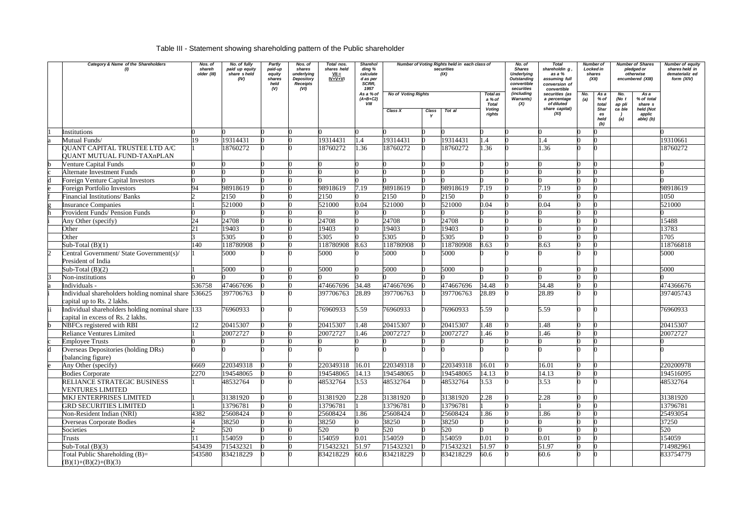Table III - Statement showing shareholding pattern of the Public shareholder

| | Category & Name of the Shareholders (I) | Nos. of shareholder (III) | No. of fully paid up equity share s held (IV) | Partly paid-up equity shares held (V) | Nos. of shares underlying Depository Receipts (VI) | Total nos. shares held VII = IV+V+VI | Shareholding % calculated as per SCRR, 1957 As a % of (A+B+C2) VIII | Number of Voting Rights held in each class of securities (IX) | | | | No. of Shares Underlying Outstanding convertible securities (including Warrants) (X) | Total shareholding , as a % assuming full conversion of convertible securities (as a percentage of diluted share capital) (XI) | Number of Locked in shares (XII) | | Number of Shares pledged or otherwise encumbered (XIII) | | Number of equity shares held in dematerialized form (XIV) |
|---|---|---|---|---|---|---|---|---|---|---|---|---|---|---|---|---|---|---|
| | | | | | | | | No of Voting Rights | | | Total as a % of Total Voting rights | | | No. (a) | As a % of total Shares held (b) | No. (Not applicable) (a) | As a % of total shares held (Not applicable) (b) | |
| | | | | | | | | Class X | Class Y | Total | | | | | | | | |
| 1 | Institutions | 0 | 0 | 0 | 0 | 0 | 0 | 0 | 0 | 0 | 0 | 0 | 0 | 0 | 0 | | | 0 |
| a | Mutual Funds/ | 19 | 19314431 | 0 | 0 | 19314431 | 1.4 | 19314431 | 0 | 19314431 | 1.4 | 0 | 1.4 | 0 | 0 | | | 19310661 |
| | QUANT CAPITAL TRUSTEE LTD A/C QUANT MUTUAL FUND-TAXnPLAN | 1 | 18760272 | 0 | 0 | 18760272 | 1.36 | 18760272 | 0 | 18760272 | 1.36 | 0 | 1.36 | 0 | 0 | | | 18760272 |
| b | Venture Capital Funds | 0 | 0 | 0 | 0 | 0 | 0 | 0 | 0 | 0 | 0 | 0 | 0 | 0 | 0 | | | 0 |
| c | Alternate Investment Funds | 0 | 0 | 0 | 0 | 0 | 0 | 0 | 0 | 0 | 0 | 0 | 0 | 0 | 0 | | | 0 |
| d | Foreign Venture Capital Investors | 0 | 0 | 0 | 0 | 0 | 0 | 0 | 0 | 0 | 0 | 0 | 0 | 0 | 0 | | | 0 |
| e | Foreign Portfolio Investors | 94 | 98918619 | 0 | 0 | 98918619 | 7.19 | 98918619 | 0 | 98918619 | 7.19 | 0 | 7.19 | 0 | 0 | | | 98918619 |
| f | Financial Institutions/ Banks | 2 | 2150 | 0 | 0 | 2150 | 0 | 2150 | 0 | 2150 | 0 | 0 | 0 | 0 | 0 | | | 1050 |
| g | Insurance Companies | 1 | 521000 | 0 | 0 | 521000 | 0.04 | 521000 | 0 | 521000 | 0.04 | 0 | 0.04 | 0 | 0 | | | 521000 |
| h | Provident Funds/ Pension Funds | 0 | 0 | 0 | 0 | 0 | 0 | 0 | 0 | 0 | 0 | 0 | 0 | 0 | 0 | | | 0 |
| i | Any Other (specify) | 24 | 24708 | 0 | 0 | 24708 | 0 | 24708 | 0 | 24708 | 0 | 0 | 0 | 0 | 0 | | | 15488 |
| | Other | 21 | 19403 | 0 | 0 | 19403 | 0 | 19403 | 0 | 19403 | 0 | 0 | 0 | 0 | 0 | | | 13783 |
| | Other | 3 | 5305 | 0 | 0 | 5305 | 0 | 5305 | 0 | 5305 | 0 | 0 | 0 | 0 | 0 | | | 1705 |
| | Sub-Total (B)(1) | 140 | 118780908 | 0 | 0 | 118780908 | 8.63 | 118780908 | 0 | 118780908 | 8.63 | 0 | 8.63 | 0 | 0 | | | 118766818 |
| 2 | Central Government/ State Government(s)/ President of India | 1 | 5000 | 0 | 0 | 5000 | 0 | 5000 | 0 | 5000 | 0 | 0 | 0 | 0 | 0 | | | 5000 |
| | Sub-Total (B)(2) | 1 | 5000 | 0 | 0 | 5000 | 0 | 5000 | 0 | 5000 | 0 | 0 | 0 | 0 | 0 | | | 5000 |
| 3 | Non-institutions | 0 | 0 | 0 | 0 | 0 | 0 | 0 | 0 | 0 | 0 | 0 | 0 | 0 | 0 | | | 0 |
| a | Individuals - | 536758 | 474667696 | 0 | 0 | 474667696 | 34.48 | 474667696 | 0 | 474667696 | 34.48 | 0 | 34.48 | 0 | 0 | | | 474366676 |
| i | Individual shareholders holding nominal share capital up to Rs. 2 lakhs. | 536625 | 397706763 | 0 | 0 | 397706763 | 28.89 | 397706763 | 0 | 397706763 | 28.89 | 0 | 28.89 | 0 | 0 | | | 397405743 |
| ii | Individual shareholders holding nominal share capital in excess of Rs. 2 lakhs. | 133 | 76960933 | 0 | 0 | 76960933 | 5.59 | 76960933 | 0 | 76960933 | 5.59 | 0 | 5.59 | 0 | 0 | | | 76960933 |
| b | NBFCs registered with RBI | 12 | 20415307 | 0 | 0 | 20415307 | 1.48 | 20415307 | 0 | 20415307 | 1.48 | 0 | 1.48 | 0 | 0 | | | 20415307 |
| | Reliance Ventures Limited | 1 | 20072727 | 0 | 0 | 20072727 | 1.46 | 20072727 | 0 | 20072727 | 1.46 | 0 | 1.46 | 0 | 0 | | | 20072727 |
| c | Employee Trusts | 0 | 0 | 0 | 0 | 0 | 0 | 0 | 0 | 0 | 0 | 0 | 0 | 0 | 0 | | | 0 |
| d | Overseas Depositories (holding DRs) (balancing figure) | 0 | 0 | 0 | 0 | 0 | 0 | 0 | 0 | 0 | 0 | 0 | 0 | 0 | 0 | | | 0 |
| e | Any Other (specify) | 6669 | 220349318 | 0 | 0 | 220349318 | 16.01 | 220349318 | 0 | 220349318 | 16.01 | 0 | 16.01 | 0 | 0 | | | 220200978 |
| | Bodies Corporate | 2270 | 194548065 | 0 | 0 | 194548065 | 14.13 | 194548065 | 0 | 194548065 | 14.13 | 0 | 14.13 | 0 | 0 | | | 194516095 |
| | RELIANCE STRATEGIC BUSINESS VENTURES LIMITED | 1 | 48532764 | 0 | 0 | 48532764 | 3.53 | 48532764 | 0 | 48532764 | 3.53 | 0 | 3.53 | 0 | 0 | | | 48532764 |
| | MKJ ENTERPRISES LIMITED | 1 | 31381920 | 0 | 0 | 31381920 | 2.28 | 31381920 | 0 | 31381920 | 2.28 | 0 | 2.28 | 0 | 0 | | | 31381920 |
| | GRD SECURITIES LIMITED | 1 | 13796781 | 0 | 0 | 13796781 | 1 | 13796781 | 0 | 13796781 | 1 | 0 | 1 | 0 | 0 | | | 13796781 |
| | Non-Resident Indian (NRI) | 4382 | 25608424 | 0 | 0 | 25608424 | 1.86 | 25608424 | 0 | 25608424 | 1.86 | 0 | 1.86 | 0 | 0 | | | 25493054 |
| | Overseas Corporate Bodies | 4 | 38250 | 0 | 0 | 38250 | 0 | 38250 | 0 | 38250 | 0 | 0 | 0 | 0 | 0 | | | 37250 |
| | Societies | 2 | 520 | 0 | 0 | 520 | 0 | 520 | 0 | 520 | 0 | 0 | 0 | 0 | 0 | | | 520 |
| | Trusts | 11 | 154059 | 0 | 0 | 154059 | 0.01 | 154059 | 0 | 154059 | 0.01 | 0 | 0.01 | 0 | 0 | | | 154059 |
| | Sub-Total (B)(3) | 543439 | 715432321 | 0 | 0 | 715432321 | 51.97 | 715432321 | 0 | 715432321 | 51.97 | 0 | 51.97 | 0 | 0 | | | 714982961 |
| | Total Public Shareholding (B)= (B)(1)+(B)(2)+(B)(3) | 543580 | 834218229 | 0 | 0 | 834218229 | 60.6 | 834218229 | 0 | 834218229 | 60.6 | 0 | 60.6 | 0 | 0 | | | 833754779 |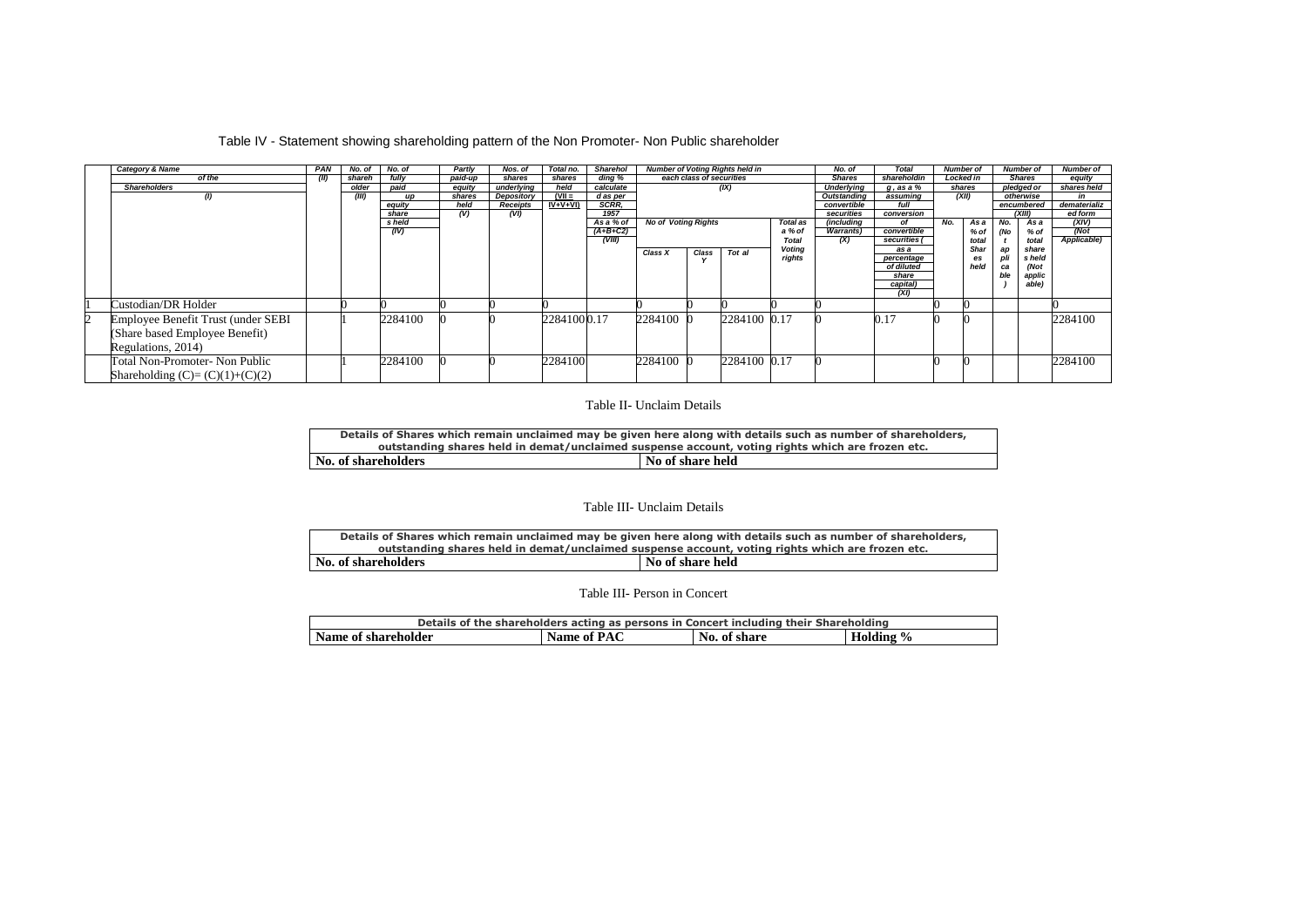Table IV - Statement showing shareholding pattern of the Non Promoter- Non Public shareholder

| | Category & Name of the Shareholders (I) | PAN (II) | No. of shareholder (III) | No. of fully paid up equity share s held (IV) | Partly paid-up equity shares held (V) | Nos. of shares underlying Depository Receipts (VI) | Total no. shares held (VII = IV+V+VI) | Shareholding % calculated as per SCRR, 1957 As a % of (A+B+C2) (VIII) | Number of Voting Rights held in each class of securities (IX) | | | | No. of Shares Underlying Outstanding convertible securities (including Warrants) (X) | Total shareholding , as a % assuming full conversion of convertible securities ( as a percentage of diluted share capital) (XI) | Number of Locked in shares (XII) | | Number of Shares pledged or otherwise encumbered (XIII) | | Number of equity shares held in dematerialized form (XIV) (Not Applicable) |
|---|---|---|---|---|---|---|---|---|---|---|---|---|---|---|---|---|---|---|---|
| | | | | | | | | | No of Voting Rights | | | Total as a % of Total Voting rights | | | No. | As a % of total Shares held | No. (Not applicable) | As a % of total share s held (Not applicable) | |
| | | | | | | | | | Class X | Class Y | Tot al | | | | | | | | |
| 1 | Custodian/DR Holder | | 0 | 0 | 0 | 0 | 0 | | 0 | 0 | 0 | 0 | 0 | | 0 | 0 | | | 0 |
| 2 | Employee Benefit Trust (under SEBI (Share based Employee Benefit) Regulations, 2014) | | 1 | 2284100 | 0 | 0 | 2284100 | 0.17 | 2284100 | 0 | 2284100 | 0.17 | 0 | 0.17 | 0 | 0 | | | 2284100 |
| | Total Non-Promoter- Non Public Shareholding (C)= (C)(1)+(C)(2) | | 1 | 2284100 | 0 | 0 | 2284100 | | 2284100 | 0 | 2284100 | 0.17 | 0 | | 0 | 0 | | | 2284100 |

Table II- Unclaim Details

| Details of Shares which remain unclaimed may be given here along with details such as number of shareholders, outstanding shares held in demat/unclaimed suspense account, voting rights which are frozen etc. | |
|---|---|
| **No. of shareholders** | **No of share held** |

Table III- Unclaim Details

| Details of Shares which remain unclaimed may be given here along with details such as number of shareholders, outstanding shares held in demat/unclaimed suspense account, voting rights which are frozen etc. | |
|---|---|
| **No. of shareholders** | **No of share held** |

Table III- Person in Concert

| Details of the shareholders acting as persons in Concert including their Shareholding | | | |
|---|---|---|---|
| **Name of shareholder** | **Name of PAC** | **No. of share** | **Holding %** |